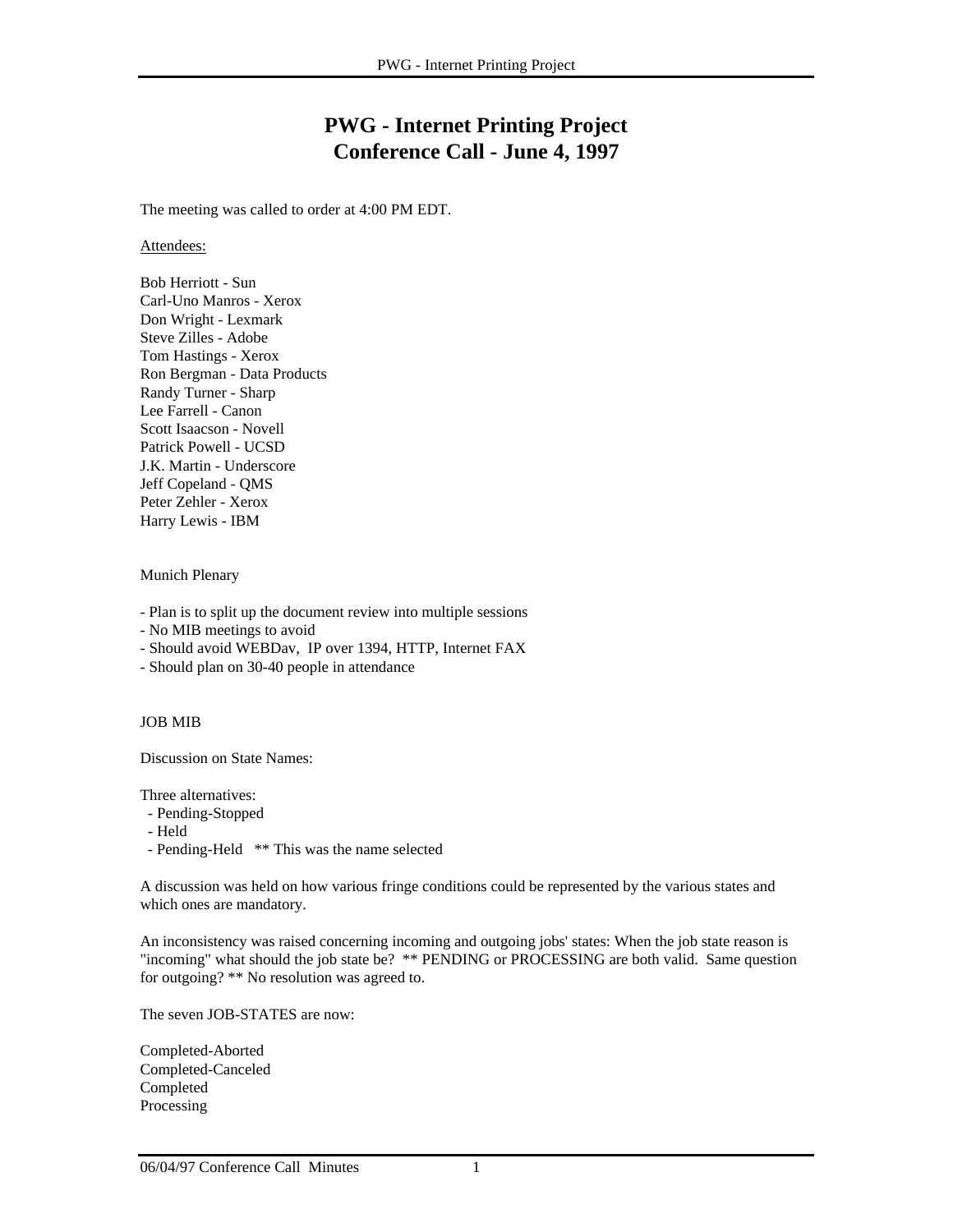# PWG - Internet Printing Project
## Conference Call - June 4, 1997

The meeting was called to order at 4:00 PM EDT.

Attendees:

Bob Herriott - Sun
Carl-Uno Manros - Xerox
Don Wright - Lexmark
Steve Zilles - Adobe
Tom Hastings - Xerox
Ron Bergman - Data Products
Randy Turner - Sharp
Lee Farrell - Canon
Scott Isaacson - Novell
Patrick Powell - UCSD
J.K. Martin - Underscore
Jeff Copeland - QMS
Peter Zehler - Xerox
Harry Lewis - IBM

Munich Plenary

- Plan is to split up the document review into multiple sessions
- No MIB meetings to avoid
- Should avoid WEBDav, IP over 1394, HTTP, Internet FAX
- Should plan on 30-40 people in attendance

JOB MIB

Discussion on State Names:

Three alternatives:
- Pending-Stopped
- Held
- Pending-Held ** This was the name selected

A discussion was held on how various fringe conditions could be represented by the various states and which ones are mandatory.

An inconsistency was raised concerning incoming and outgoing jobs' states: When the job state reason is "incoming" what should the job state be? ** PENDING or PROCESSING are both valid. Same question for outgoing? ** No resolution was agreed to.

The seven JOB-STATES are now:

Completed-Aborted
Completed-Canceled
Completed
Processing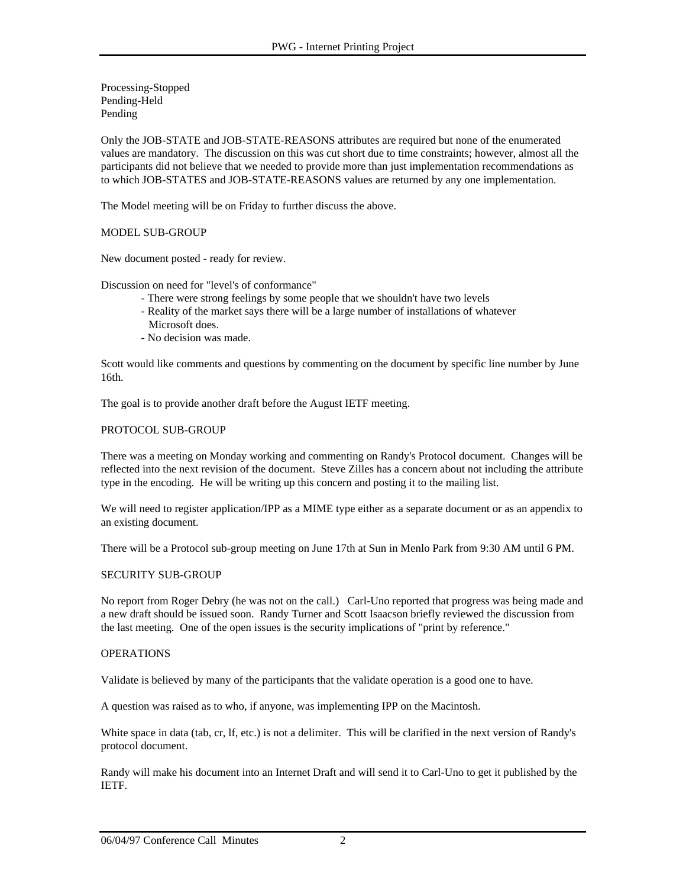Processing-Stopped
Pending-Held
Pending

Only the JOB-STATE and JOB-STATE-REASONS attributes are required but none of the enumerated values are mandatory. The discussion on this was cut short due to time constraints; however, almost all the participants did not believe that we needed to provide more than just implementation recommendations as to which JOB-STATES and JOB-STATE-REASONS values are returned by any one implementation.

The Model meeting will be on Friday to further discuss the above.

MODEL SUB-GROUP

New document posted - ready for review.

Discussion on need for "level's of conformance"

- There were strong feelings by some people that we shouldn't have two levels
- Reality of the market says there will be a large number of installations of whatever Microsoft does.
- No decision was made.

Scott would like comments and questions by commenting on the document by specific line number by June 16th.

The goal is to provide another draft before the August IETF meeting.

PROTOCOL SUB-GROUP

There was a meeting on Monday working and commenting on Randy's Protocol document. Changes will be reflected into the next revision of the document. Steve Zilles has a concern about not including the attribute type in the encoding. He will be writing up this concern and posting it to the mailing list.

We will need to register application/IPP as a MIME type either as a separate document or as an appendix to an existing document.

There will be a Protocol sub-group meeting on June 17th at Sun in Menlo Park from 9:30 AM until 6 PM.

SECURITY SUB-GROUP

No report from Roger Debry (he was not on the call.) Carl-Uno reported that progress was being made and a new draft should be issued soon. Randy Turner and Scott Isaacson briefly reviewed the discussion from the last meeting. One of the open issues is the security implications of "print by reference."

OPERATIONS

Validate is believed by many of the participants that the validate operation is a good one to have.

A question was raised as to who, if anyone, was implementing IPP on the Macintosh.

White space in data (tab, cr, lf, etc.) is not a delimiter. This will be clarified in the next version of Randy's protocol document.

Randy will make his document into an Internet Draft and will send it to Carl-Uno to get it published by the IETF.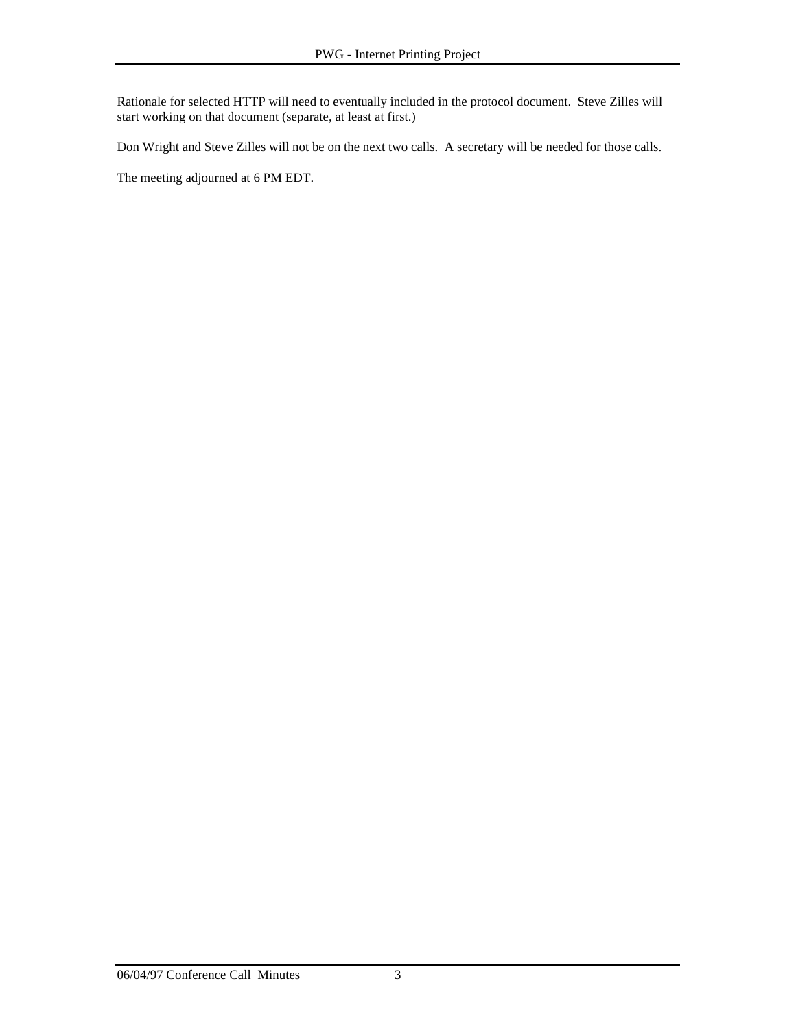Rationale for selected HTTP will need to eventually included in the protocol document. Steve Zilles will start working on that document (separate, at least at first.)

Don Wright and Steve Zilles will not be on the next two calls. A secretary will be needed for those calls.

The meeting adjourned at 6 PM EDT.